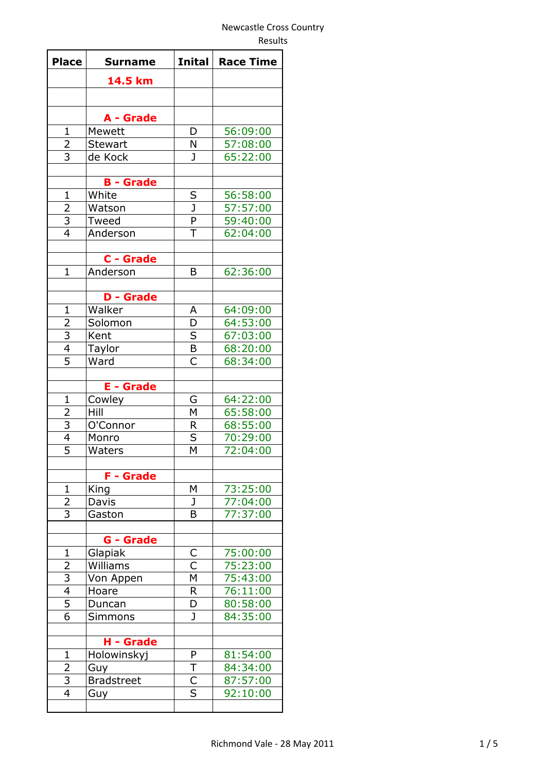Newcastle Cross Country

Results

| Place | Surname | Inital | Race Time |
|---|---|---|---|
| | **14.5 km** | | |
| | | | |
| | **A - Grade** | | |
| 1 | Mewett | D | 56:09:00 |
| 2 | Stewart | N | 57:08:00 |
| 3 | de Kock | J | 65:22:00 |
| | | | |
| | **B - Grade** | | |
| 1 | White | S | 56:58:00 |
| 2 | Watson | J | 57:57:00 |
| 3 | Tweed | P | 59:40:00 |
| 4 | Anderson | T | 62:04:00 |
| | | | |
| | **C - Grade** | | |
| 1 | Anderson | B | 62:36:00 |
| | | | |
| | **D - Grade** | | |
| 1 | Walker | A | 64:09:00 |
| 2 | Solomon | D | 64:53:00 |
| 3 | Kent | S | 67:03:00 |
| 4 | Taylor | B | 68:20:00 |
| 5 | Ward | C | 68:34:00 |
| | | | |
| | **E - Grade** | | |
| 1 | Cowley | G | 64:22:00 |
| 2 | Hill | M | 65:58:00 |
| 3 | O'Connor | R | 68:55:00 |
| 4 | Monro | S | 70:29:00 |
| 5 | Waters | M | 72:04:00 |
| | | | |
| | **F - Grade** | | |
| 1 | King | M | 73:25:00 |
| 2 | Davis | J | 77:04:00 |
| 3 | Gaston | B | 77:37:00 |
| | | | |
| | **G - Grade** | | |
| 1 | Glapiak | C | 75:00:00 |
| 2 | Williams | C | 75:23:00 |
| 3 | Von Appen | M | 75:43:00 |
| 4 | Hoare | R | 76:11:00 |
| 5 | Duncan | D | 80:58:00 |
| 6 | Simmons | J | 84:35:00 |
| | | | |
| | **H - Grade** | | |
| 1 | Holowinskyj | P | 81:54:00 |
| 2 | Guy | T | 84:34:00 |
| 3 | Bradstreet | C | 87:57:00 |
| 4 | Guy | S | 92:10:00 |
| | | | |

Richmond Vale - 28 May 2011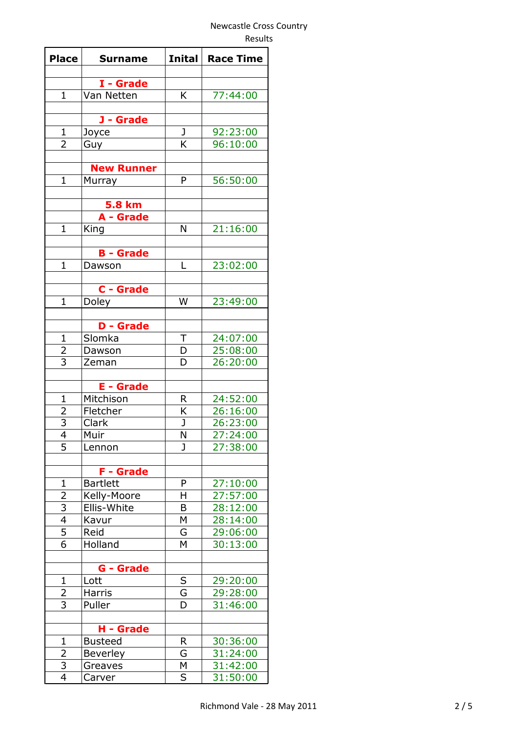Newcastle Cross Country
Results

| Place | Surname | Inital | Race Time |
|---|---|---|---|
| | | | |
| | **I - Grade** | | |
| 1 | Van Netten | K | 77:44:00 |
| | | | |
| | **J - Grade** | | |
| 1 | Joyce | J | 92:23:00 |
| 2 | Guy | K | 96:10:00 |
| | | | |
| | **New Runner** | | |
| 1 | Murray | P | 56:50:00 |
| | | | |
| | **5.8 km** | | |
| | **A - Grade** | | |
| 1 | King | N | 21:16:00 |
| | | | |
| | **B - Grade** | | |
| 1 | Dawson | L | 23:02:00 |
| | | | |
| | **C - Grade** | | |
| 1 | Doley | W | 23:49:00 |
| | | | |
| | **D - Grade** | | |
| 1 | Slomka | T | 24:07:00 |
| 2 | Dawson | D | 25:08:00 |
| 3 | Zeman | D | 26:20:00 |
| | | | |
| | **E - Grade** | | |
| 1 | Mitchison | R | 24:52:00 |
| 2 | Fletcher | K | 26:16:00 |
| 3 | Clark | J | 26:23:00 |
| 4 | Muir | N | 27:24:00 |
| 5 | Lennon | J | 27:38:00 |
| | | | |
| | **F - Grade** | | |
| 1 | Bartlett | P | 27:10:00 |
| 2 | Kelly-Moore | H | 27:57:00 |
| 3 | Ellis-White | B | 28:12:00 |
| 4 | Kavur | M | 28:14:00 |
| 5 | Reid | G | 29:06:00 |
| 6 | Holland | M | 30:13:00 |
| | | | |
| | **G - Grade** | | |
| 1 | Lott | S | 29:20:00 |
| 2 | Harris | G | 29:28:00 |
| 3 | Puller | D | 31:46:00 |
| | | | |
| | **H - Grade** | | |
| 1 | Busteed | R | 30:36:00 |
| 2 | Beverley | G | 31:24:00 |
| 3 | Greaves | M | 31:42:00 |
| 4 | Carver | S | 31:50:00 |

Richmond Vale - 28 May 2011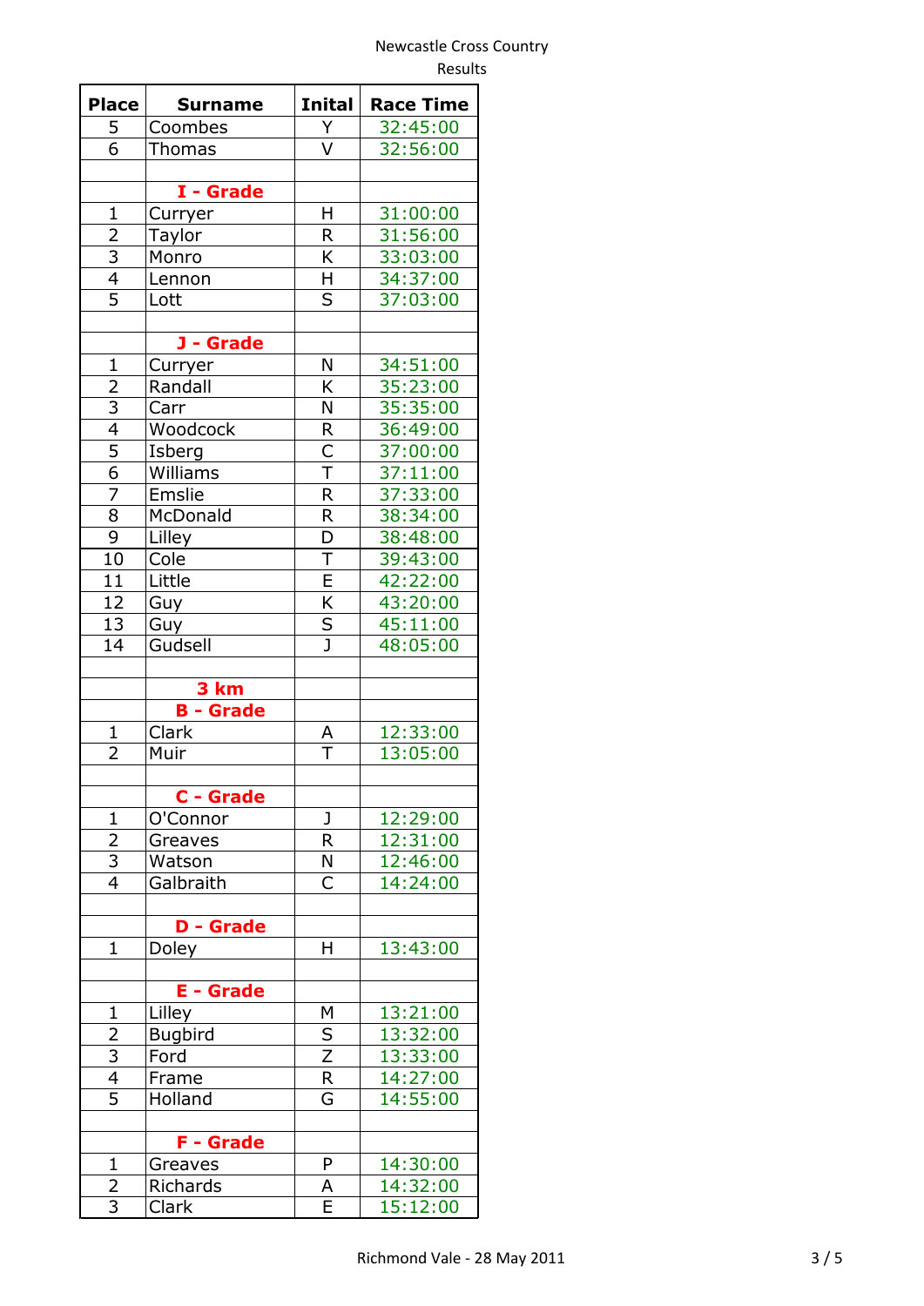Newcastle Cross Country

Results

| Place | Surname | Inital | Race Time |
|---|---|---|---|
| 5 | Coombes | Y | 32:45:00 |
| 6 | Thomas | V | 32:56:00 |
| | | | |
| | **I - Grade** | | |
| 1 | Curryer | H | 31:00:00 |
| 2 | Taylor | R | 31:56:00 |
| 3 | Monro | K | 33:03:00 |
| 4 | Lennon | H | 34:37:00 |
| 5 | Lott | S | 37:03:00 |
| | | | |
| | **J - Grade** | | |
| 1 | Curryer | N | 34:51:00 |
| 2 | Randall | K | 35:23:00 |
| 3 | Carr | N | 35:35:00 |
| 4 | Woodcock | R | 36:49:00 |
| 5 | Isberg | C | 37:00:00 |
| 6 | Williams | T | 37:11:00 |
| 7 | Emslie | R | 37:33:00 |
| 8 | McDonald | R | 38:34:00 |
| 9 | Lilley | D | 38:48:00 |
| 10 | Cole | T | 39:43:00 |
| 11 | Little | E | 42:22:00 |
| 12 | Guy | K | 43:20:00 |
| 13 | Guy | S | 45:11:00 |
| 14 | Gudsell | J | 48:05:00 |
| | | | |
| | **3 km** | | |
| | **B - Grade** | | |
| 1 | Clark | A | 12:33:00 |
| 2 | Muir | T | 13:05:00 |
| | | | |
| | **C - Grade** | | |
| 1 | O'Connor | J | 12:29:00 |
| 2 | Greaves | R | 12:31:00 |
| 3 | Watson | N | 12:46:00 |
| 4 | Galbraith | C | 14:24:00 |
| | | | |
| | **D - Grade** | | |
| 1 | Doley | H | 13:43:00 |
| | | | |
| | **E - Grade** | | |
| 1 | Lilley | M | 13:21:00 |
| 2 | Bugbird | S | 13:32:00 |
| 3 | Ford | Z | 13:33:00 |
| 4 | Frame | R | 14:27:00 |
| 5 | Holland | G | 14:55:00 |
| | | | |
| | **F - Grade** | | |
| 1 | Greaves | P | 14:30:00 |
| 2 | Richards | A | 14:32:00 |
| 3 | Clark | E | 15:12:00 |

Richmond Vale - 28 May 2011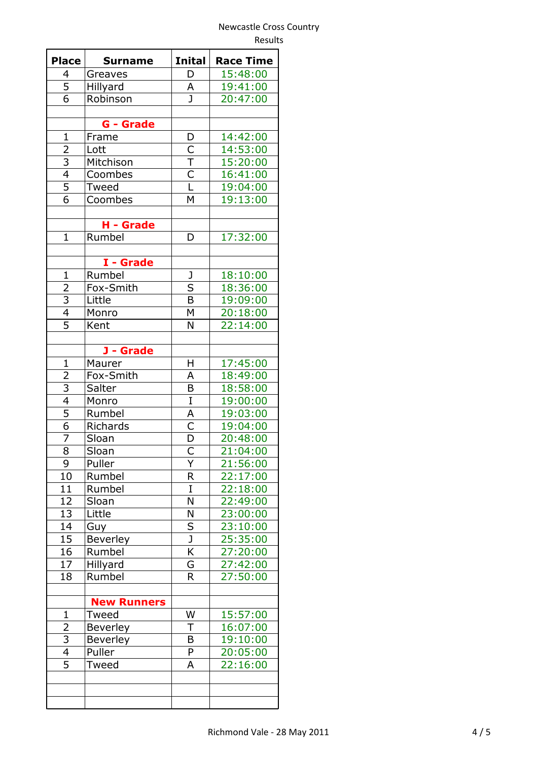Newcastle Cross Country
Results

| Place | Surname | Inital | Race Time |
|---|---|---|---|
| 4 | Greaves | D | 15:48:00 |
| 5 | Hillyard | A | 19:41:00 |
| 6 | Robinson | J | 20:47:00 |
| | | | |
| | **G - Grade** | | |
| 1 | Frame | D | 14:42:00 |
| 2 | Lott | C | 14:53:00 |
| 3 | Mitchison | T | 15:20:00 |
| 4 | Coombes | C | 16:41:00 |
| 5 | Tweed | L | 19:04:00 |
| 6 | Coombes | M | 19:13:00 |
| | | | |
| | **H - Grade** | | |
| 1 | Rumbel | D | 17:32:00 |
| | | | |
| | **I - Grade** | | |
| 1 | Rumbel | J | 18:10:00 |
| 2 | Fox-Smith | S | 18:36:00 |
| 3 | Little | B | 19:09:00 |
| 4 | Monro | M | 20:18:00 |
| 5 | Kent | N | 22:14:00 |
| | | | |
| | **J - Grade** | | |
| 1 | Maurer | H | 17:45:00 |
| 2 | Fox-Smith | A | 18:49:00 |
| 3 | Salter | B | 18:58:00 |
| 4 | Monro | I | 19:00:00 |
| 5 | Rumbel | A | 19:03:00 |
| 6 | Richards | C | 19:04:00 |
| 7 | Sloan | D | 20:48:00 |
| 8 | Sloan | C | 21:04:00 |
| 9 | Puller | Y | 21:56:00 |
| 10 | Rumbel | R | 22:17:00 |
| 11 | Rumbel | I | 22:18:00 |
| 12 | Sloan | N | 22:49:00 |
| 13 | Little | N | 23:00:00 |
| 14 | Guy | S | 23:10:00 |
| 15 | Beverley | J | 25:35:00 |
| 16 | Rumbel | K | 27:20:00 |
| 17 | Hillyard | G | 27:42:00 |
| 18 | Rumbel | R | 27:50:00 |
| | | | |
| | **New Runners** | | |
| 1 | Tweed | W | 15:57:00 |
| 2 | Beverley | T | 16:07:00 |
| 3 | Beverley | B | 19:10:00 |
| 4 | Puller | P | 20:05:00 |
| 5 | Tweed | A | 22:16:00 |
| | | | |
| | | | |
| | | | |

Richmond Vale - 28 May 2011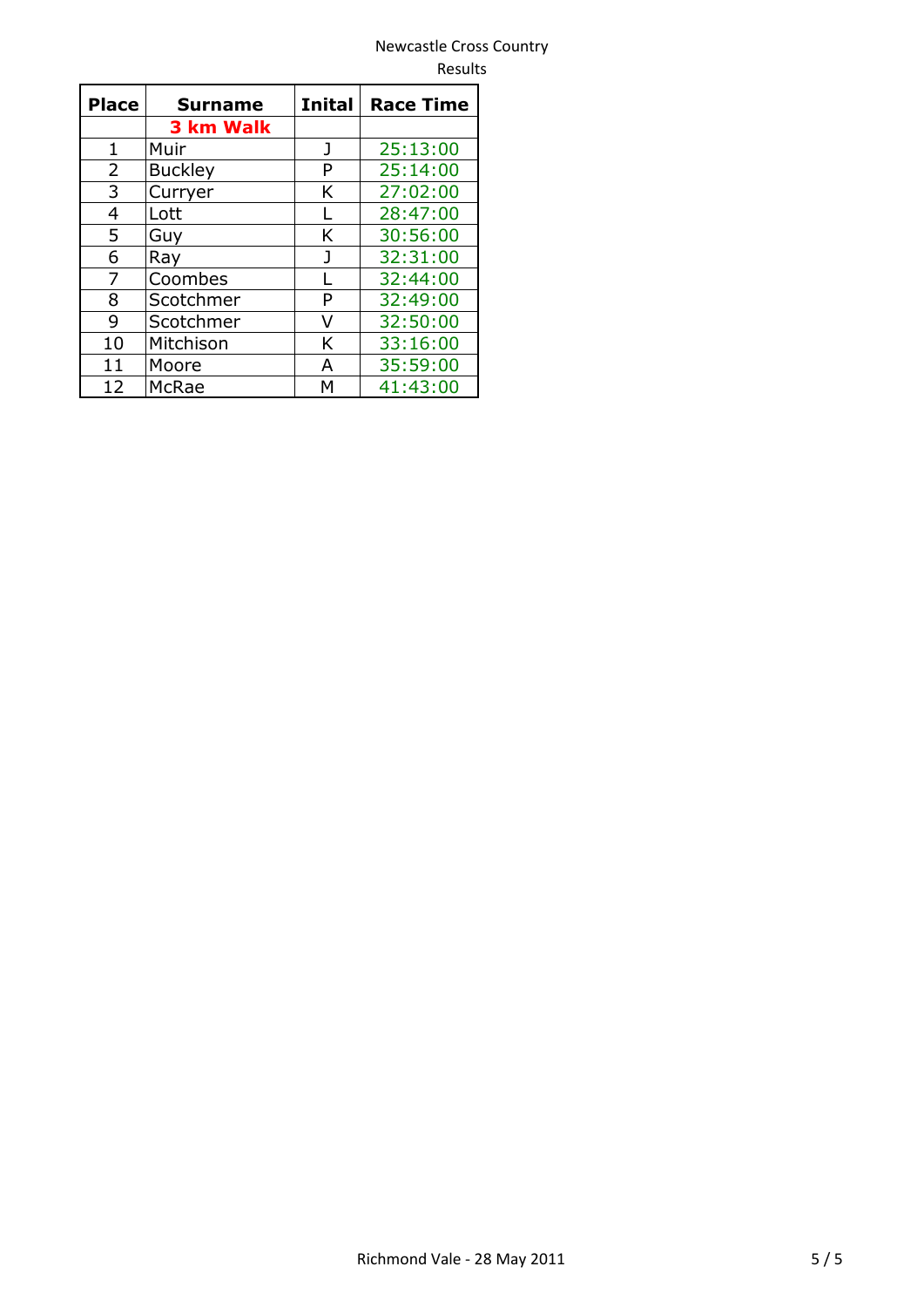Newcastle Cross Country

Results

| Place | Surname | Inital | Race Time |
|---|---|---|---|
| | **3 km Walk** | | |
| 1 | Muir | J | 25:13:00 |
| 2 | Buckley | P | 25:14:00 |
| 3 | Curryer | K | 27:02:00 |
| 4 | Lott | L | 28:47:00 |
| 5 | Guy | K | 30:56:00 |
| 6 | Ray | J | 32:31:00 |
| 7 | Coombes | L | 32:44:00 |
| 8 | Scotchmer | P | 32:49:00 |
| 9 | Scotchmer | V | 32:50:00 |
| 10 | Mitchison | K | 33:16:00 |
| 11 | Moore | A | 35:59:00 |
| 12 | McRae | M | 41:43:00 |

Richmond Vale - 28 May 2011